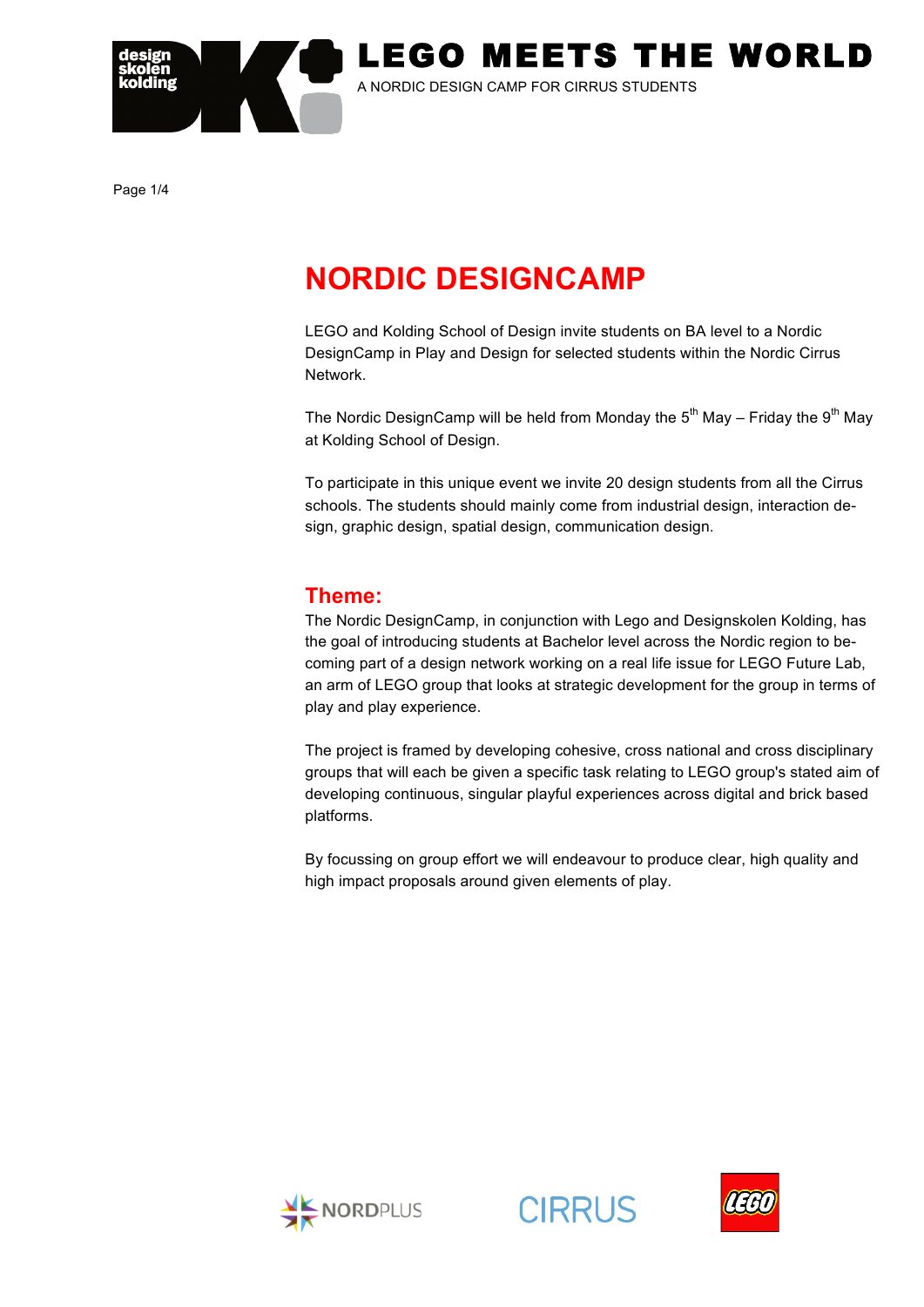# LEGO MEETS THE WORLD

A NORDIC DESIGN CAMP FOR CIRRUS STUDENTS

## NORDIC DESIGNCAMP

LEGO and Kolding School of Design invite students on BA level to a Nordic DesignCamp in Play and Design for selected students within the Nordic Cirrus Network.

The Nordic DesignCamp will be held from Monday the 5th May – Friday the 9th May at Kolding School of Design.

To participate in this unique event we invite 20 design students from all the Cirrus schools. The students should mainly come from industrial design, interaction design, graphic design, spatial design, communication design.

### Theme:

The Nordic DesignCamp, in conjunction with Lego and Designskolen Kolding, has the goal of introducing students at Bachelor level across the Nordic region to becoming part of a design network working on a real life issue for LEGO Future Lab, an arm of LEGO group that looks at strategic development for the group in terms of play and play experience.

The project is framed by developing cohesive, cross national and cross disciplinary groups that will each be given a specific task relating to LEGO group's stated aim of developing continuous, singular playful experiences across digital and brick based platforms.

By focussing on group effort we will endeavour to produce clear, high quality and high impact proposals around given elements of play.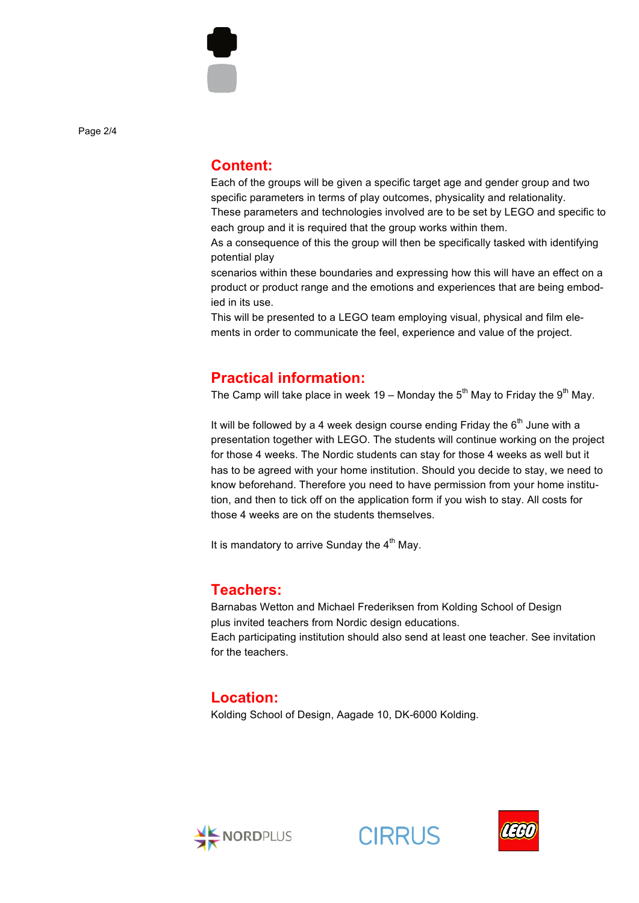## Content:

Each of the groups will be given a specific target age and gender group and two specific parameters in terms of play outcomes, physicality and relationality.
These parameters and technologies involved are to be set by LEGO and specific to each group and it is required that the group works within them.
As a consequence of this the group will then be specifically tasked with identifying potential play
scenarios within these boundaries and expressing how this will have an effect on a product or product range and the emotions and experiences that are being embodied in its use.
This will be presented to a LEGO team employing visual, physical and film elements in order to communicate the feel, experience and value of the project.

## Practical information:

The Camp will take place in week 19 – Monday the 5th May to Friday the 9th May.

It will be followed by a 4 week design course ending Friday the 6th June with a presentation together with LEGO. The students will continue working on the project for those 4 weeks. The Nordic students can stay for those 4 weeks as well but it has to be agreed with your home institution. Should you decide to stay, we need to know beforehand. Therefore you need to have permission from your home institution, and then to tick off on the application form if you wish to stay. All costs for those 4 weeks are on the students themselves.

It is mandatory to arrive Sunday the 4th May.

## Teachers:

Barnabas Wetton and Michael Frederiksen from Kolding School of Design
plus invited teachers from Nordic design educations.
Each participating institution should also send at least one teacher. See invitation for the teachers.

## Location:

Kolding School of Design, Aagade 10, DK-6000 Kolding.

NORDPLUS CIRRUS LEGO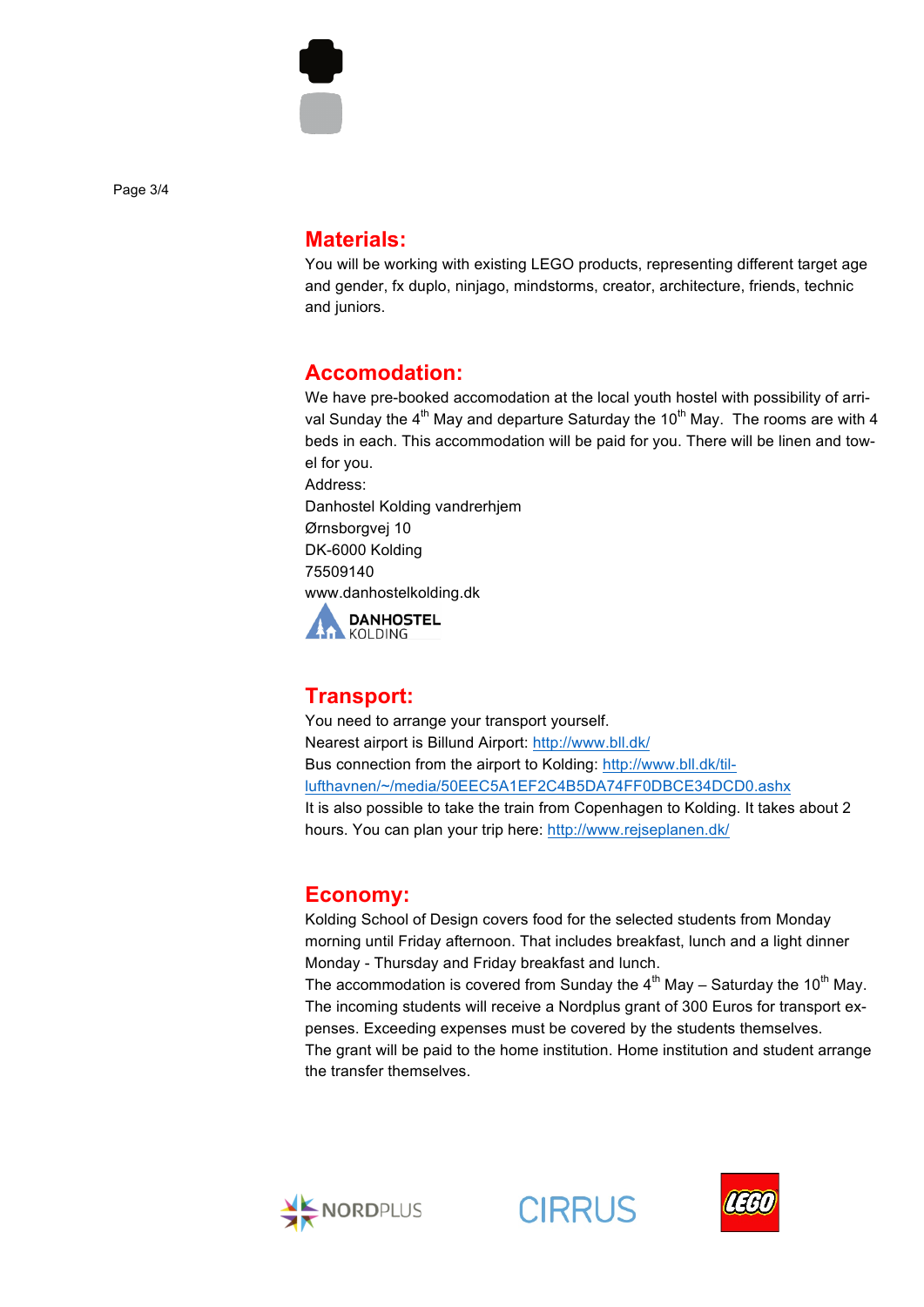## Materials:

You will be working with existing LEGO products, representing different target age and gender, fx duplo, ninjago, mindstorms, creator, architecture, friends, technic and juniors.

## Accomodation:

We have pre-booked accomodation at the local youth hostel with possibility of arrival Sunday the 4th May and departure Saturday the 10th May. The rooms are with 4 beds in each. This accommodation will be paid for you. There will be linen and towel for you.

Address:
Danhostel Kolding vandrerhjem
Ørnsborgvej 10
DK-6000 Kolding
75509140
www.danhostelkolding.dk

## Transport:

You need to arrange your transport yourself.
Nearest airport is Billund Airport: http://www.bll.dk/
Bus connection from the airport to Kolding: http://www.bll.dk/til-lufthavnen/~/media/50EEC5A1EF2C4B5DA74FF0DBCE34DCD0.ashx
It is also possible to take the train from Copenhagen to Kolding. It takes about 2 hours. You can plan your trip here: http://www.rejseplanen.dk/

## Economy:

Kolding School of Design covers food for the selected students from Monday morning until Friday afternoon. That includes breakfast, lunch and a light dinner Monday - Thursday and Friday breakfast and lunch.
The accommodation is covered from Sunday the 4th May – Saturday the 10th May.
The incoming students will receive a Nordplus grant of 300 Euros for transport expenses. Exceeding expenses must be covered by the students themselves.
The grant will be paid to the home institution. Home institution and student arrange the transfer themselves.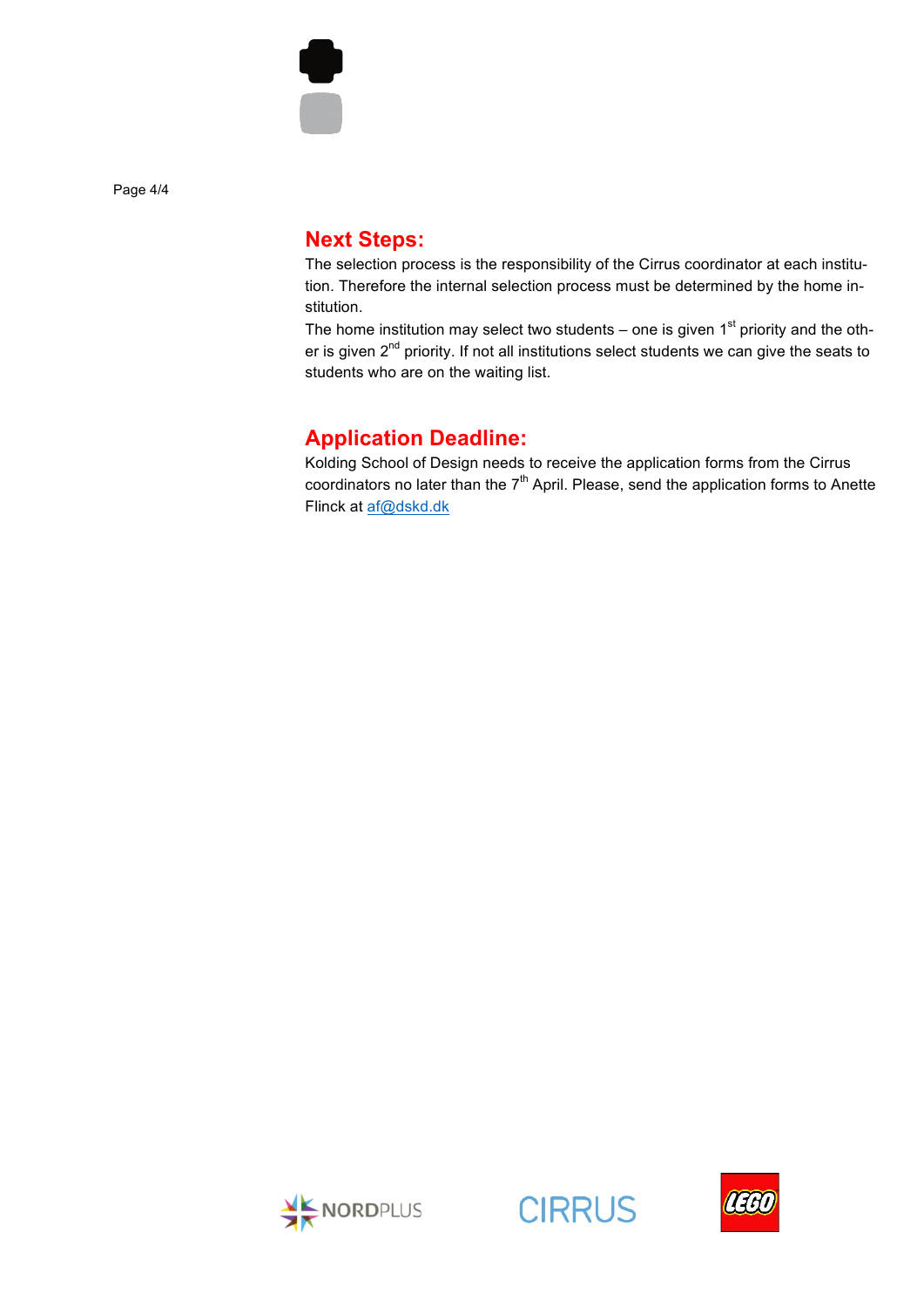## Next Steps:

The selection process is the responsibility of the Cirrus coordinator at each institution. Therefore the internal selection process must be determined by the home institution.

The home institution may select two students – one is given 1st priority and the other is given 2nd priority. If not all institutions select students we can give the seats to students who are on the waiting list.

## Application Deadline:

Kolding School of Design needs to receive the application forms from the Cirrus coordinators no later than the 7th April. Please, send the application forms to Anette Flinck at af@dskd.dk